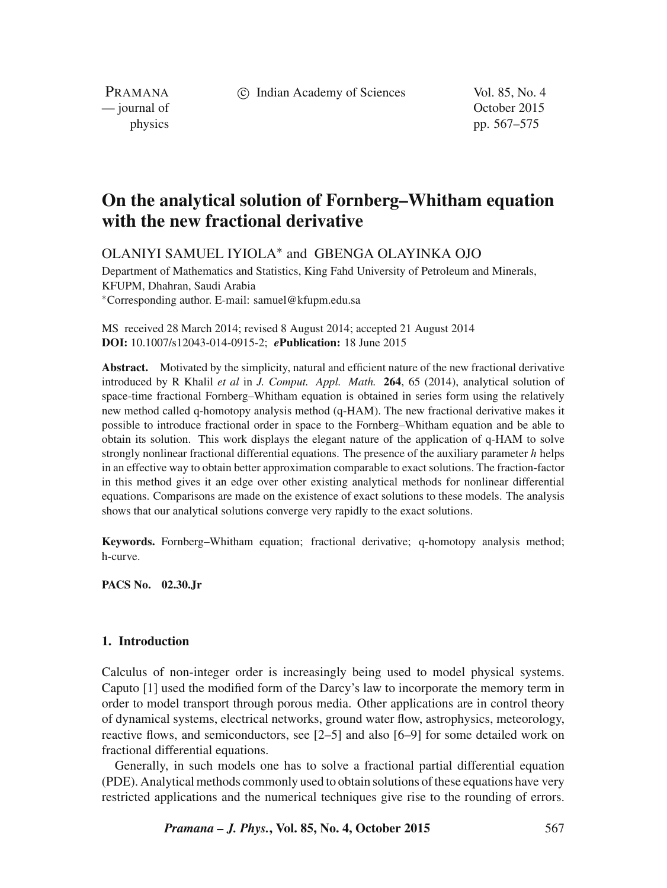# On the analytical solution of Fornberg–Whitham equation with the new fractional derivative

OLANIYI SAMUEL IYIOLA* and GBENGA OLAYINKA OJO

Department of Mathematics and Statistics, King Fahd University of Petroleum and Minerals, KFUPM, Dhahran, Saudi Arabia

*Corresponding author. E-mail: samuel@kfupm.edu.sa

MS received 28 March 2014; revised 8 August 2014; accepted 21 August 2014

**DOI:** 10.1007/s12043-014-0915-2; ***e*Publication:** 18 June 2015

**Abstract.** Motivated by the simplicity, natural and efficient nature of the new fractional derivative introduced by R Khalil *et al* in *J. Comput. Appl. Math.* **264**, 65 (2014), analytical solution of space-time fractional Fornberg–Whitham equation is obtained in series form using the relatively new method called q-homotopy analysis method (q-HAM). The new fractional derivative makes it possible to introduce fractional order in space to the Fornberg–Whitham equation and be able to obtain its solution. This work displays the elegant nature of the application of q-HAM to solve strongly nonlinear fractional differential equations. The presence of the auxiliary parameter $h$ helps in an effective way to obtain better approximation comparable to exact solutions. The fraction-factor in this method gives it an edge over other existing analytical methods for nonlinear differential equations. Comparisons are made on the existence of exact solutions to these models. The analysis shows that our analytical solutions converge very rapidly to the exact solutions.

**Keywords.** Fornberg–Whitham equation; fractional derivative; q-homotopy analysis method; h-curve.

**PACS No. 02.30.Jr**

## 1. Introduction

Calculus of non-integer order is increasingly being used to model physical systems. Caputo [1] used the modified form of the Darcy's law to incorporate the memory term in order to model transport through porous media. Other applications are in control theory of dynamical systems, electrical networks, ground water flow, astrophysics, meteorology, reactive flows, and semiconductors, see [2–5] and also [6–9] for some detailed work on fractional differential equations.

Generally, in such models one has to solve a fractional partial differential equation (PDE). Analytical methods commonly used to obtain solutions of these equations have very restricted applications and the numerical techniques give rise to the rounding of errors.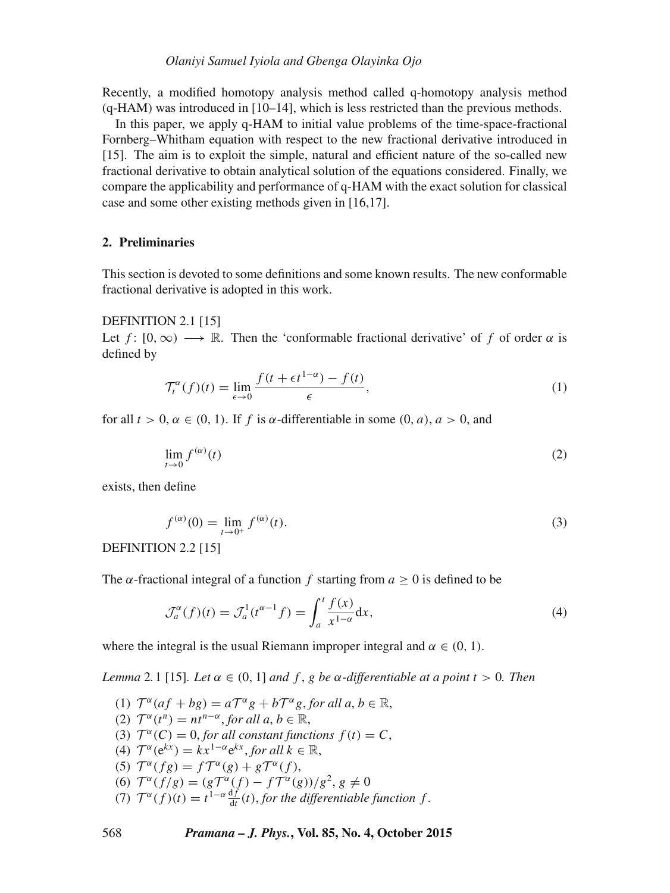Recently, a modified homotopy analysis method called q-homotopy analysis method (q-HAM) was introduced in [10–14], which is less restricted than the previous methods.

In this paper, we apply q-HAM to initial value problems of the time-space-fractional Fornberg–Whitham equation with respect to the new fractional derivative introduced in [15]. The aim is to exploit the simple, natural and efficient nature of the so-called new fractional derivative to obtain analytical solution of the equations considered. Finally, we compare the applicability and performance of q-HAM with the exact solution for classical case and some other existing methods given in [16,17].

## 2. Preliminaries

This section is devoted to some definitions and some known results. The new conformable fractional derivative is adopted in this work.

DEFINITION 2.1 [15]

Let $f\colon [0,\infty) \longrightarrow \mathbb{R}$. Then the 'conformable fractional derivative' of $f$ of order $\alpha$ is defined by

$$\mathcal{T}_t^{\alpha}(f)(t) = \lim_{\epsilon \to 0} \frac{f(t + \epsilon t^{1-\alpha}) - f(t)}{\epsilon}, \tag{1}$$

for all $t > 0$, $\alpha \in (0,1)$. If $f$ is $\alpha$-differentiable in some $(0,a)$, $a > 0$, and

$$\lim_{t \to 0} f^{(\alpha)}(t) \tag{2}$$

exists, then define

$$f^{(\alpha)}(0) = \lim_{t \to 0^+} f^{(\alpha)}(t). \tag{3}$$

DEFINITION 2.2 [15]

The $\alpha$-fractional integral of a function $f$ starting from $a \geq 0$ is defined to be

$$\mathcal{J}_a^{\alpha}(f)(t) = \mathcal{J}_a^{1}(t^{\alpha-1} f) = \int_a^t \frac{f(x)}{x^{1-\alpha}} \mathrm{d}x, \tag{4}$$

where the integral is the usual Riemann improper integral and $\alpha \in (0,1)$.

*Lemma* 2.1 [15]. *Let $\alpha \in (0,1]$ and $f$, $g$ be $\alpha$-differentiable at a point $t > 0$. Then*

1. $\mathcal{T}^{\alpha}(af + bg) = a\mathcal{T}^{\alpha} g + b\mathcal{T}^{\alpha} g$, *for all* $a, b \in \mathbb{R}$,
2. $\mathcal{T}^{\alpha}(t^n) = nt^{n-\alpha}$, *for all* $a, b \in \mathbb{R}$,
3. $\mathcal{T}^{\alpha}(C) = 0$, *for all constant functions* $f(t) = C$,
4. $\mathcal{T}^{\alpha}(\mathrm{e}^{kx}) = kx^{1-\alpha}\mathrm{e}^{kx}$, *for all* $k \in \mathbb{R}$,
5. $\mathcal{T}^{\alpha}(fg) = f\mathcal{T}^{\alpha}(g) + g\mathcal{T}^{\alpha}(f)$,
6. $\mathcal{T}^{\alpha}(f/g) = (g\mathcal{T}^{\alpha}(f) - f\mathcal{T}^{\alpha}(g))/g^2$, $g \neq 0$
7. $\mathcal{T}^{\alpha}(f)(t) = t^{1-\alpha}\frac{\mathrm{d}f}{\mathrm{d}t}(t)$, *for the differentiable function* $f$.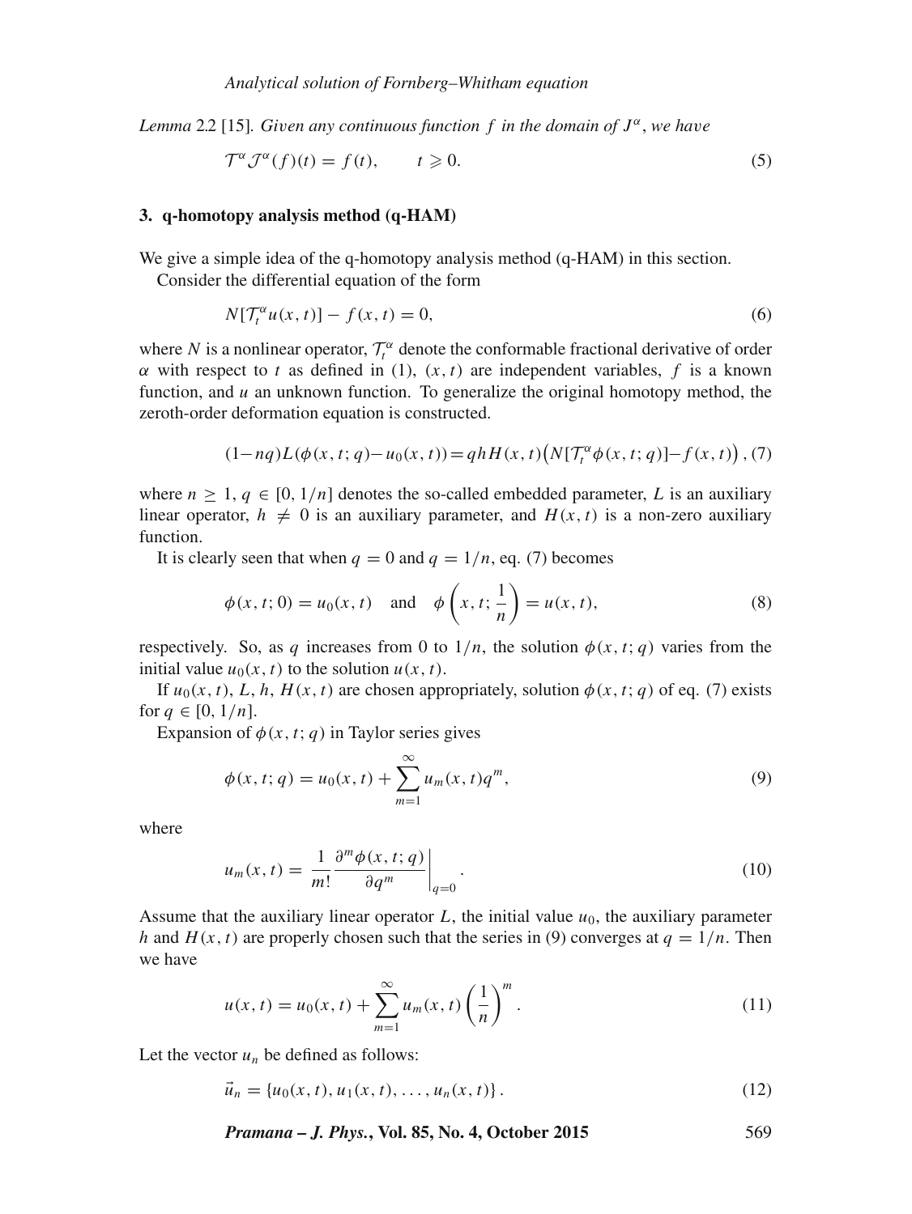*Lemma* 2.2 [15]. *Given any continuous function $f$ in the domain of $J^{\alpha}$, we have*

$$\mathcal{T}^{\alpha}\mathcal{J}^{\alpha}(f)(t) = f(t), \qquad t \geqslant 0. \tag{5}$$

## 3. q-homotopy analysis method (q-HAM)

We give a simple idea of the q-homotopy analysis method (q-HAM) in this section.

Consider the differential equation of the form

$$N[\mathcal{T}_t^{\alpha} u(x,t)] - f(x,t) = 0, \tag{6}$$

where $N$ is a nonlinear operator, $\mathcal{T}_t^{\alpha}$ denote the conformable fractional derivative of order $\alpha$ with respect to $t$ as defined in (1), $(x, t)$ are independent variables, $f$ is a known function, and $u$ an unknown function. To generalize the original homotopy method, the zeroth-order deformation equation is constructed.

$$(1-nq)L(\phi(x,t;q)-u_0(x,t)) = qhH(x,t)\big(N[\mathcal{T}_t^{\alpha}\phi(x,t;q)]-f(x,t)\big), \tag{7}$$

where $n \geq 1$, $q \in [0, 1/n]$ denotes the so-called embedded parameter, $L$ is an auxiliary linear operator, $h \neq 0$ is an auxiliary parameter, and $H(x, t)$ is a non-zero auxiliary function.

It is clearly seen that when $q = 0$ and $q = 1/n$, eq. (7) becomes

$$\phi(x,t;0) = u_0(x,t) \quad \text{and} \quad \phi\left(x,t;\frac{1}{n}\right) = u(x,t), \tag{8}$$

respectively. So, as $q$ increases from 0 to $1/n$, the solution $\phi(x, t; q)$ varies from the initial value $u_0(x, t)$ to the solution $u(x, t)$.

If $u_0(x, t)$, $L$, $h$, $H(x, t)$ are chosen appropriately, solution $\phi(x, t; q)$ of eq. (7) exists for $q \in [0, 1/n]$.

Expansion of $\phi(x, t; q)$ in Taylor series gives

$$\phi(x,t;q) = u_0(x,t) + \sum_{m=1}^{\infty} u_m(x,t) q^m, \tag{9}$$

where

$$u_m(x,t) = \frac{1}{m!} \frac{\partial^m \phi(x,t;q)}{\partial q^m}\bigg|_{q=0}. \tag{10}$$

Assume that the auxiliary linear operator $L$, the initial value $u_0$, the auxiliary parameter $h$ and $H(x, t)$ are properly chosen such that the series in (9) converges at $q = 1/n$. Then we have

$$u(x,t) = u_0(x,t) + \sum_{m=1}^{\infty} u_m(x,t) \left(\frac{1}{n}\right)^m. \tag{11}$$

Let the vector $u_n$ be defined as follows:

$$\vec{u}_n = \{u_0(x,t), u_1(x,t), \ldots, u_n(x,t)\}. \tag{12}$$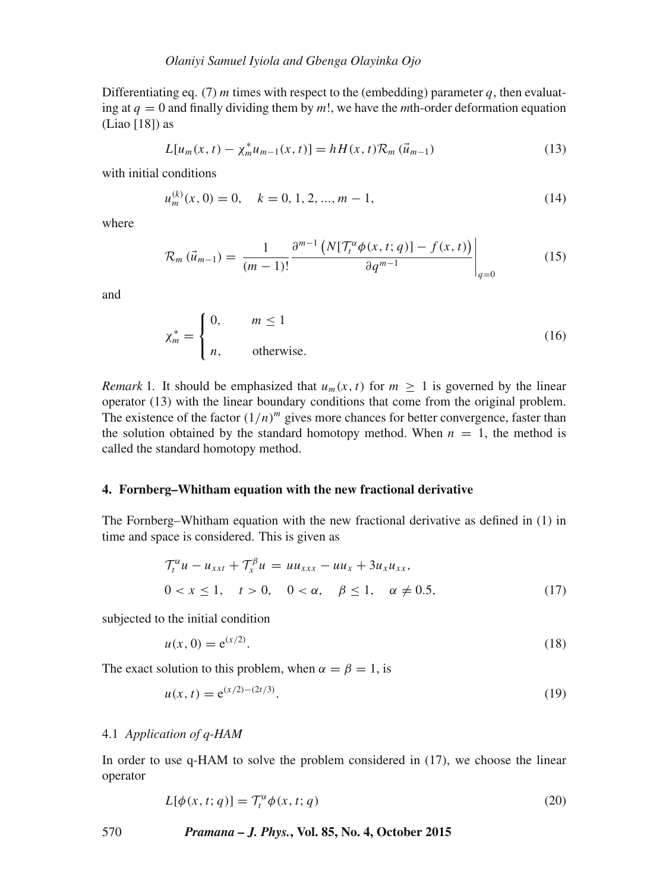Differentiating eq. (7) $m$ times with respect to the (embedding) parameter $q$, then evaluating at $q = 0$ and finally dividing them by $m!$, we have the $m$th-order deformation equation (Liao [18]) as

$$L[u_m(x,t) - \chi_m^* u_{m-1}(x,t)] = hH(x,t)\mathcal{R}_m(\vec{u}_{m-1}) \tag{13}$$

with initial conditions

$$u_m^{(k)}(x,0) = 0, \quad k = 0, 1, 2, ..., m-1, \tag{14}$$

where

$$\mathcal{R}_m(\vec{u}_{m-1}) = \frac{1}{(m-1)!} \frac{\partial^{m-1}\left(N[\mathcal{T}_t^{\alpha}\phi(x,t;q)] - f(x,t)\right)}{\partial q^{m-1}}\bigg|_{q=0} \tag{15}$$

and

$$\chi_m^* = \begin{cases} 0, & m \leq 1 \\ n, & \text{otherwise.} \end{cases} \tag{16}$$

*Remark* 1. It should be emphasized that $u_m(x,t)$ for $m \geq 1$ is governed by the linear operator (13) with the linear boundary conditions that come from the original problem. The existence of the factor $(1/n)^m$ gives more chances for better convergence, faster than the solution obtained by the standard homotopy method. When $n = 1$, the method is called the standard homotopy method.

## 4. Fornberg–Whitham equation with the new fractional derivative

The Fornberg–Whitham equation with the new fractional derivative as defined in (1) in time and space is considered. This is given as

$$\begin{aligned} &\mathcal{T}_t^{\alpha}u - u_{xxt} + \mathcal{T}_x^{\beta}u = uu_{xxx} - uu_x + 3u_x u_{xx}, \\ &0 < x \leq 1, \quad t > 0, \quad 0 < \alpha, \quad \beta \leq 1, \quad \alpha \neq 0.5, \end{aligned} \tag{17}$$

subjected to the initial condition

$$u(x,0) = \mathrm{e}^{(x/2)}. \tag{18}$$

The exact solution to this problem, when $\alpha = \beta = 1$, is

$$u(x,t) = \mathrm{e}^{(x/2)-(2t/3)}. \tag{19}$$

### 4.1 *Application of q-HAM*

In order to use q-HAM to solve the problem considered in (17), we choose the linear operator

$$L[\phi(x,t;q)] = \mathcal{T}_t^{\alpha}\phi(x,t;q) \tag{20}$$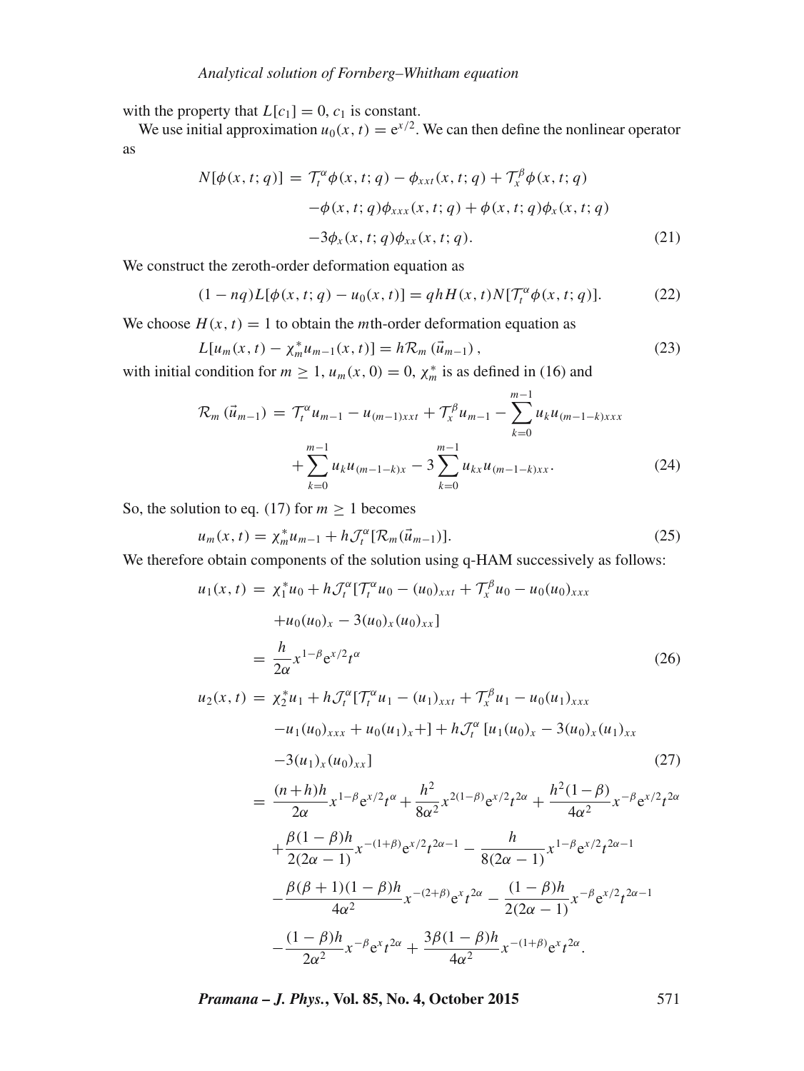with the property that $L[c_1] = 0$, $c_1$ is constant.

We use initial approximation $u_0(x,t) = \mathrm{e}^{x/2}$. We can then define the nonlinear operator as

$$
\begin{aligned}
N[\phi(x,t;q)] = \; & \mathcal{T}_t^{\alpha}\phi(x,t;q) - \phi_{xxt}(x,t;q) + \mathcal{T}_x^{\beta}\phi(x,t;q) \\
& - \phi(x,t;q)\phi_{xxx}(x,t;q) + \phi(x,t;q)\phi_x(x,t;q) \\
& - 3\phi_x(x,t;q)\phi_{xx}(x,t;q). \qquad (21)
\end{aligned}
$$

We construct the zeroth-order deformation equation as

$$
(1-nq)L[\phi(x,t;q) - u_0(x,t)] = qhH(x,t)N[\mathcal{T}_t^{\alpha}\phi(x,t;q)]. \qquad (22)
$$

We choose $H(x,t) = 1$ to obtain the $m$th-order deformation equation as

$$
L[u_m(x,t) - \chi_m^* u_{m-1}(x,t)] = h\mathcal{R}_m(\vec{u}_{m-1}), \qquad (23)
$$

with initial condition for $m \geq 1$, $u_m(x,0) = 0$, $\chi_m^*$ is as defined in (16) and

$$
\begin{aligned}
\mathcal{R}_m(\vec{u}_{m-1}) = \; & \mathcal{T}_t^{\alpha}u_{m-1} - u_{(m-1)xxt} + \mathcal{T}_x^{\beta}u_{m-1} - \sum_{k=0}^{m-1} u_k u_{(m-1-k)xxx} \\
& + \sum_{k=0}^{m-1} u_k u_{(m-1-k)x} - 3\sum_{k=0}^{m-1} u_{kx} u_{(m-1-k)xx}. \qquad (24)
\end{aligned}
$$

So, the solution to eq. (17) for $m \geq 1$ becomes

$$
u_m(x,t) = \chi_m^* u_{m-1} + h\mathcal{J}_t^{\alpha}[\mathcal{R}_m(\vec{u}_{m-1})]. \qquad (25)
$$

We therefore obtain components of the solution using q-HAM successively as follows:

$$
\begin{aligned}
u_1(x,t) = \; & \chi_1^* u_0 + h\mathcal{J}_t^{\alpha}[\mathcal{T}_t^{\alpha}u_0 - (u_0)_{xxt} + \mathcal{T}_x^{\beta}u_0 - u_0(u_0)_{xxx} \\
& + u_0(u_0)_x - 3(u_0)_x(u_0)_{xx}] \\
= \; & \frac{h}{2\alpha}x^{1-\beta}\mathrm{e}^{x/2}t^{\alpha} \qquad (26)
\end{aligned}
$$

$$
\begin{aligned}
u_2(x,t) = \; & \chi_2^* u_1 + h\mathcal{J}_t^{\alpha}[\mathcal{T}_t^{\alpha}u_1 - (u_1)_{xxt} + \mathcal{T}_x^{\beta}u_1 - u_0(u_1)_{xxx} \\
& - u_1(u_0)_{xxx} + u_0(u_1)_x +] + h\mathcal{J}_t^{\alpha}[u_1(u_0)_x - 3(u_0)_x(u_1)_{xx} \\
& - 3(u_1)_x(u_0)_{xx}] \qquad (27) \\
= \; & \frac{(n+h)h}{2\alpha}x^{1-\beta}\mathrm{e}^{x/2}t^{\alpha} + \frac{h^2}{8\alpha^2}x^{2(1-\beta)}\mathrm{e}^{x/2}t^{2\alpha} + \frac{h^2(1-\beta)}{4\alpha^2}x^{-\beta}\mathrm{e}^{x/2}t^{2\alpha} \\
& + \frac{\beta(1-\beta)h}{2(2\alpha-1)}x^{-(1+\beta)}\mathrm{e}^{x/2}t^{2\alpha-1} - \frac{h}{8(2\alpha-1)}x^{1-\beta}\mathrm{e}^{x/2}t^{2\alpha-1} \\
& - \frac{\beta(\beta+1)(1-\beta)h}{4\alpha^2}x^{-(2+\beta)}\mathrm{e}^{x}t^{2\alpha} - \frac{(1-\beta)h}{2(2\alpha-1)}x^{-\beta}\mathrm{e}^{x/2}t^{2\alpha-1} \\
& - \frac{(1-\beta)h}{2\alpha^2}x^{-\beta}\mathrm{e}^{x}t^{2\alpha} + \frac{3\beta(1-\beta)h}{4\alpha^2}x^{-(1+\beta)}\mathrm{e}^{x}t^{2\alpha}.
\end{aligned}
$$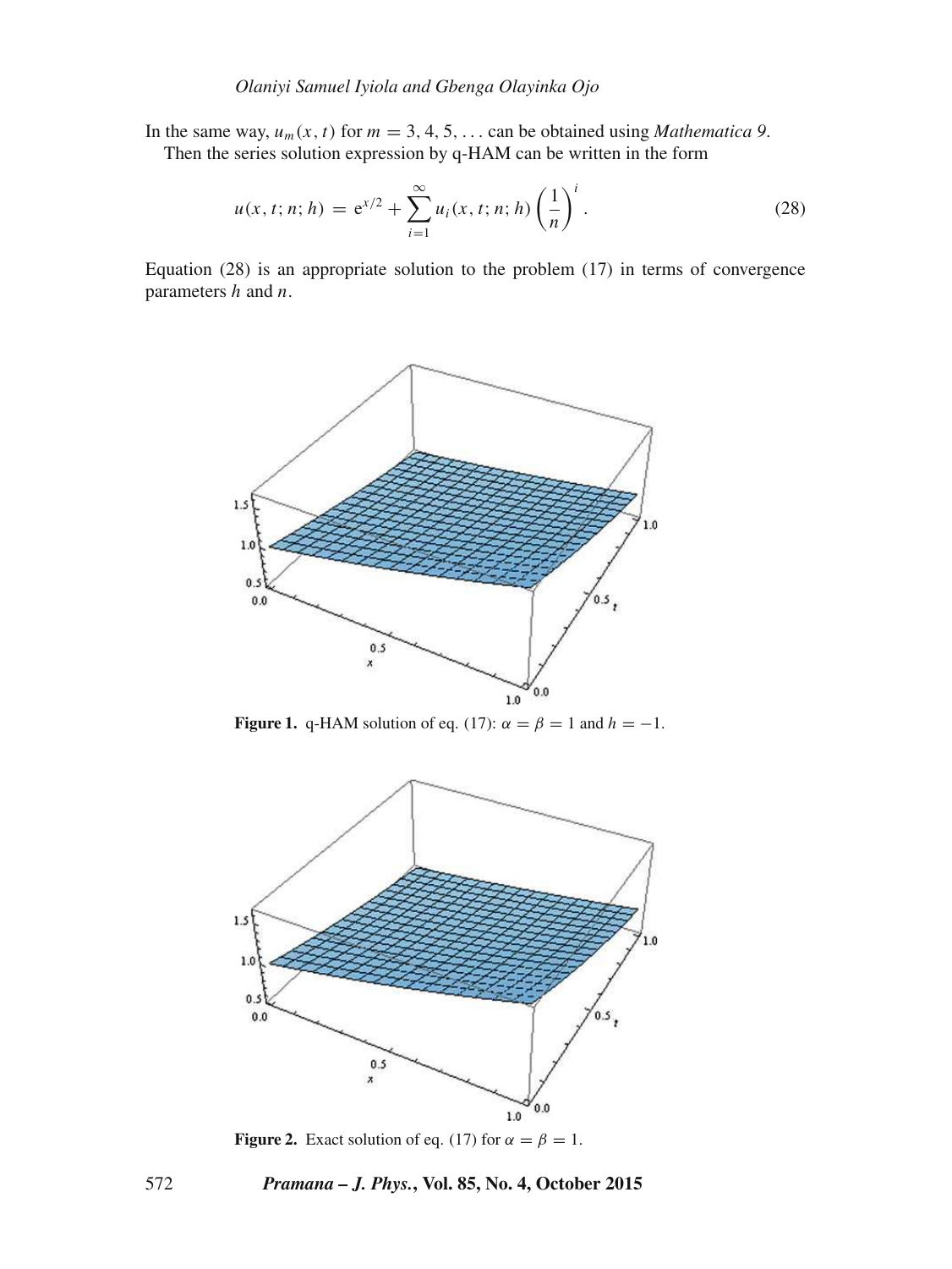In the same way, $u_m(x, t)$ for $m = 3, 4, 5, \ldots$ can be obtained using *Mathematica 9*.

Then the series solution expression by q-HAM can be written in the form

$$u(x, t; n; h) = e^{x/2} + \sum_{i=1}^{\infty} u_i(x, t; n; h) \left(\frac{1}{n}\right)^i. \tag{28}$$

Equation (28) is an appropriate solution to the problem (17) in terms of convergence parameters $h$ and $n$.

**Figure 1.** q-HAM solution of eq. (17): $\alpha = \beta = 1$ and $h = -1$.

**Figure 2.** Exact solution of eq. (17) for $\alpha = \beta = 1$.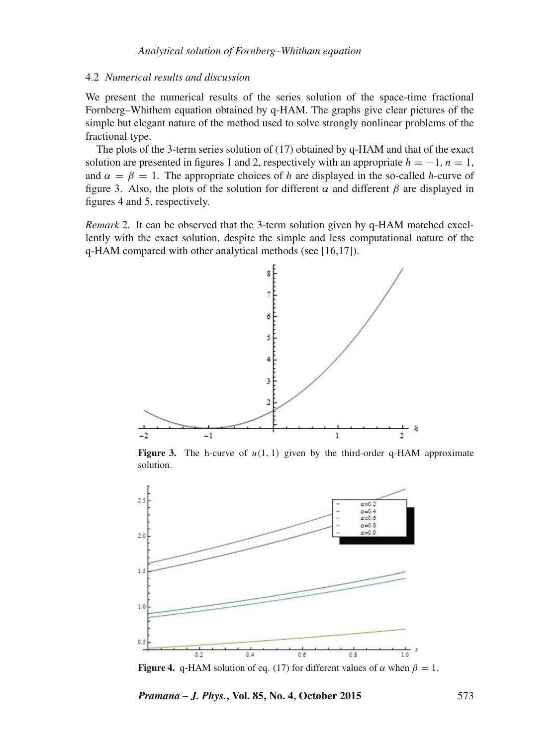### 4.2 *Numerical results and discussion*

We present the numerical results of the series solution of the space-time fractional Fornberg–Whithem equation obtained by q-HAM. The graphs give clear pictures of the simple but elegant nature of the method used to solve strongly nonlinear problems of the fractional type.

The plots of the 3-term series solution of (17) obtained by q-HAM and that of the exact solution are presented in figures 1 and 2, respectively with an appropriate $h = -1$, $n = 1$, and $\alpha = \beta = 1$. The appropriate choices of $h$ are displayed in the so-called $h$-curve of figure 3. Also, the plots of the solution for different $\alpha$ and different $\beta$ are displayed in figures 4 and 5, respectively.

*Remark* 2*.* It can be observed that the 3-term solution given by q-HAM matched excellently with the exact solution, despite the simple and less computational nature of the q-HAM compared with other analytical methods (see [16,17]).

**Figure 3.** The h-curve of $u(1, 1)$ given by the third-order q-HAM approximate solution.

**Figure 4.** q-HAM solution of eq. (17) for different values of $\alpha$ when $\beta = 1$.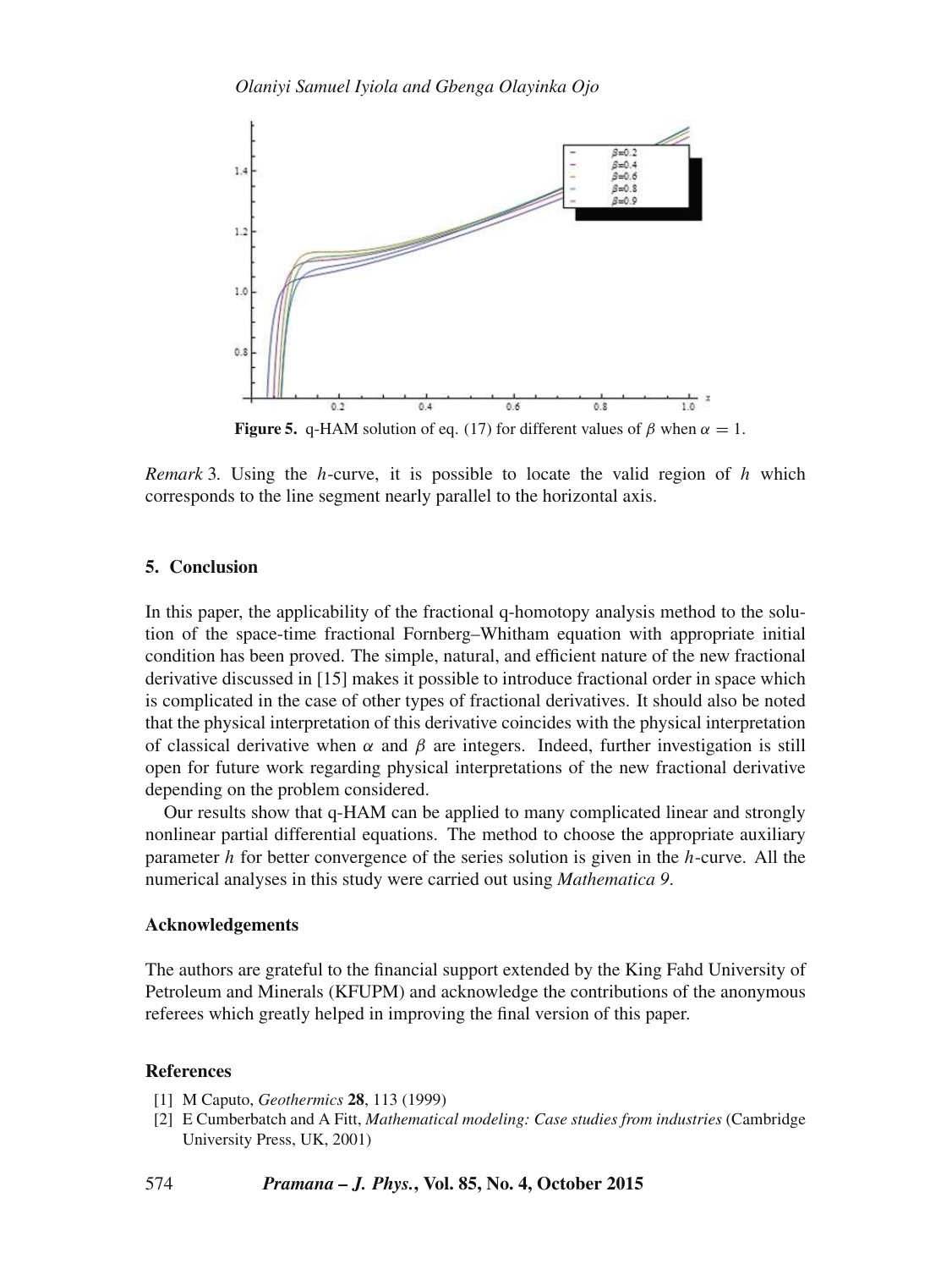**Figure 5.** q-HAM solution of eq. (17) for different values of $\beta$ when $\alpha = 1$.

*Remark* 3. Using the $h$-curve, it is possible to locate the valid region of $h$ which corresponds to the line segment nearly parallel to the horizontal axis.

## 5. Conclusion

In this paper, the applicability of the fractional q-homotopy analysis method to the solution of the space-time fractional Fornberg–Whitham equation with appropriate initial condition has been proved. The simple, natural, and efficient nature of the new fractional derivative discussed in [15] makes it possible to introduce fractional order in space which is complicated in the case of other types of fractional derivatives. It should also be noted that the physical interpretation of this derivative coincides with the physical interpretation of classical derivative when $\alpha$ and $\beta$ are integers. Indeed, further investigation is still open for future work regarding physical interpretations of the new fractional derivative depending on the problem considered.

Our results show that q-HAM can be applied to many complicated linear and strongly nonlinear partial differential equations. The method to choose the appropriate auxiliary parameter $h$ for better convergence of the series solution is given in the $h$-curve. All the numerical analyses in this study were carried out using *Mathematica 9*.

### Acknowledgements

The authors are grateful to the financial support extended by the King Fahd University of Petroleum and Minerals (KFUPM) and acknowledge the contributions of the anonymous referees which greatly helped in improving the final version of this paper.

### References

[1] M Caputo, *Geothermics* **28**, 113 (1999)

[2] E Cumberbatch and A Fitt, *Mathematical modeling: Case studies from industries* (Cambridge University Press, UK, 2001)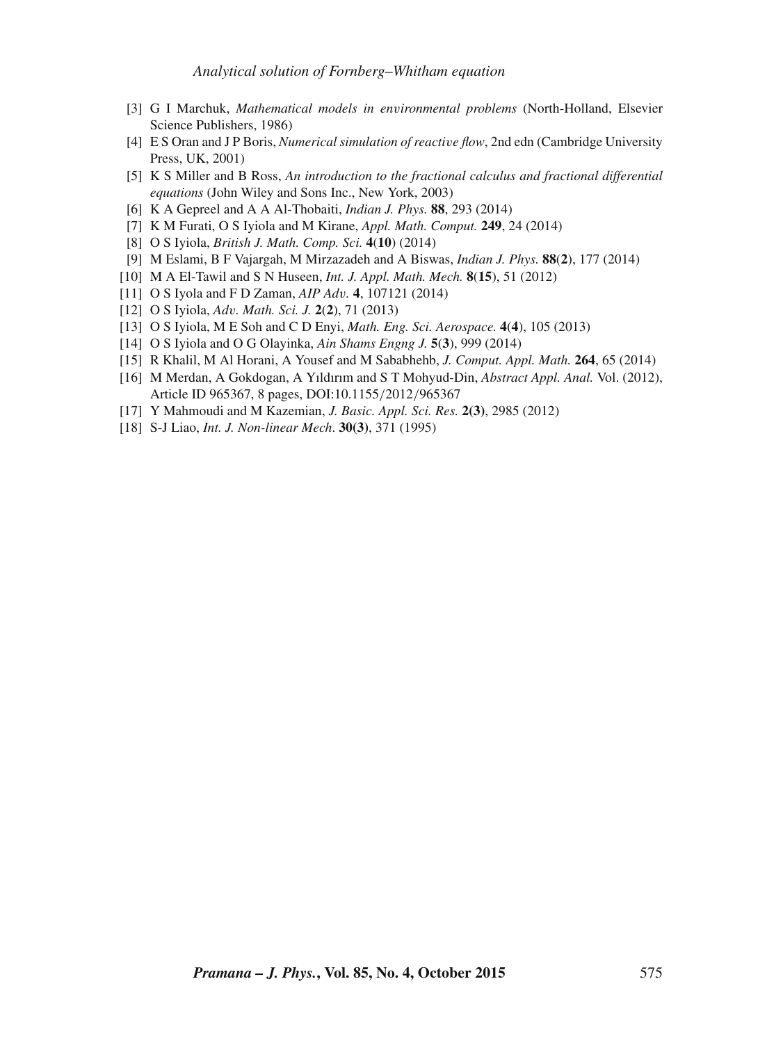[3] G I Marchuk, *Mathematical models in environmental problems* (North-Holland, Elsevier Science Publishers, 1986)

[4] E S Oran and J P Boris, *Numerical simulation of reactive flow*, 2nd edn (Cambridge University Press, UK, 2001)

[5] K S Miller and B Ross, *An introduction to the fractional calculus and fractional differential equations* (John Wiley and Sons Inc., New York, 2003)

[6] K A Gepreel and A A Al-Thobaiti, *Indian J. Phys.* **88**, 293 (2014)

[7] K M Furati, O S Iyiola and M Kirane, *Appl. Math. Comput.* **249**, 24 (2014)

[8] O S Iyiola, *British J. Math. Comp. Sci.* **4**(**10**) (2014)

[9] M Eslami, B F Vajargah, M Mirzazadeh and A Biswas, *Indian J. Phys.* **88**(**2**), 177 (2014)

[10] M A El-Tawil and S N Huseen, *Int. J. Appl. Math. Mech.* **8**(**15**), 51 (2012)

[11] O S Iyola and F D Zaman, *AIP Adv.* **4**, 107121 (2014)

[12] O S Iyiola, *Adv. Math. Sci. J.* **2**(**2**), 71 (2013)

[13] O S Iyiola, M E Soh and C D Enyi, *Math. Eng. Sci. Aerospace.* **4**(**4**), 105 (2013)

[14] O S Iyiola and O G Olayinka, *Ain Shams Engng J.* **5**(**3**), 999 (2014)

[15] R Khalil, M Al Horani, A Yousef and M Sababhehb, *J. Comput. Appl. Math.* **264**, 65 (2014)

[16] M Merdan, A Gokdogan, A Yıldırım and S T Mohyud-Din, *Abstract Appl. Anal.* Vol. (2012), Article ID 965367, 8 pages, DOI:10.1155/2012/965367

[17] Y Mahmoudi and M Kazemian, *J. Basic. Appl. Sci. Res.* **2(3)**, 2985 (2012)

[18] S-J Liao, *Int. J. Non-linear Mech.* **30(3)**, 371 (1995)